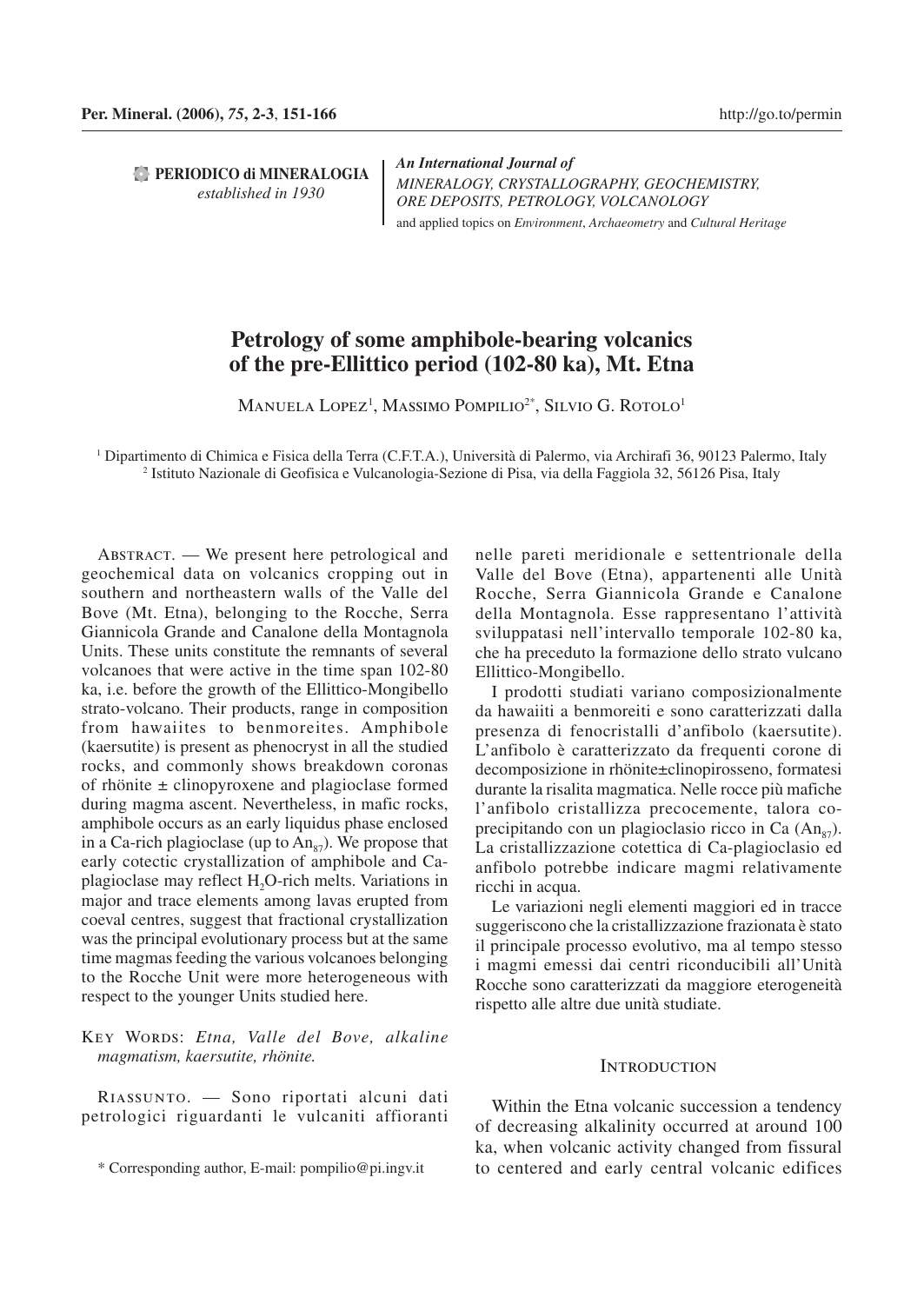**PERIODICO di MINERALOGIA**
*established in 1930*

*An International Journal of*
*MINERALOGY, CRYSTALLOGRAPHY, GEOCHEMISTRY, ORE DEPOSITS, PETROLOGY, VOLCANOLOGY*
and applied topics on *Environment*, *Archaeometry* and *Cultural Heritage*

# Petrology of some amphibole-bearing volcanics of the pre-Ellittico period (102-80 ka), Mt. Etna

Manuela Lopez[1], Massimo Pompilio[2*], Silvio G. Rotolo[1]

[1] Dipartimento di Chimica e Fisica della Terra (C.F.T.A.), Università di Palermo, via Archirafi 36, 90123 Palermo, Italy
[2] Istituto Nazionale di Geofisica e Vulcanologia-Sezione di Pisa, via della Faggiola 32, 56126 Pisa, Italy

Abstract. — We present here petrological and geochemical data on volcanics cropping out in southern and northeastern walls of the Valle del Bove (Mt. Etna), belonging to the Rocche, Serra Giannicola Grande and Canalone della Montagnola Units. These units constitute the remnants of several volcanoes that were active in the time span 102-80 ka, i.e. before the growth of the Ellittico-Mongibello strato-volcano. Their products, range in composition from hawaiites to benmoreites. Amphibole (kaersutite) is present as phenocryst in all the studied rocks, and commonly shows breakdown coronas of rhönite ± clinopyroxene and plagioclase formed during magma ascent. Nevertheless, in mafic rocks, amphibole occurs as an early liquidus phase enclosed in a Ca-rich plagioclase (up to $An_{87}$). We propose that early cotectic crystallization of amphibole and Ca-plagioclase may reflect $H_2O$-rich melts. Variations in major and trace elements among lavas erupted from coeval centres, suggest that fractional crystallization was the principal evolutionary process but at the same time magmas feeding the various volcanoes belonging to the Rocche Unit were more heterogeneous with respect to the younger Units studied here.

Key Words: *Etna, Valle del Bove, alkaline magmatism, kaersutite, rhönite.*

Riassunto. — Sono riportati alcuni dati petrologici riguardanti le vulcaniti affioranti nelle pareti meridionale e settentrionale della Valle del Bove (Etna), appartenenti alle Unità Rocche, Serra Giannicola Grande e Canalone della Montagnola. Esse rappresentano l'attività sviluppatasi nell'intervallo temporale 102-80 ka, che ha preceduto la formazione dello strato vulcano Ellittico-Mongibello.

I prodotti studiati variano composizionalmente da hawaiiti a benmoreiti e sono caratterizzati dalla presenza di fenocristalli d'anfibolo (kaersutite). L'anfibolo è caratterizzato da frequenti corone di decomposizione in rhönite±clinopirosseno, formatesi durante la risalita magmatica. Nelle rocce più mafiche l'anfibolo cristallizza precocemente, talora co-precipitando con un plagioclasio ricco in Ca ($An_{87}$). La cristallizzazione cotettica di Ca-plagioclasio ed anfibolo potrebbe indicare magmi relativamente ricchi in acqua.

Le variazioni negli elementi maggiori ed in tracce suggeriscono che la cristallizzazione frazionata è stato il principale processo evolutivo, ma al tempo stesso i magmi emessi dai centri riconducibili all'Unità Rocche sono caratterizzati da maggiore eterogeneità rispetto alle altre due unità studiate.

\* Corresponding author, E-mail: pompilio@pi.ingv.it

## Introduction

Within the Etna volcanic succession a tendency of decreasing alkalinity occurred at around 100 ka, when volcanic activity changed from fissural to centered and early central volcanic edifices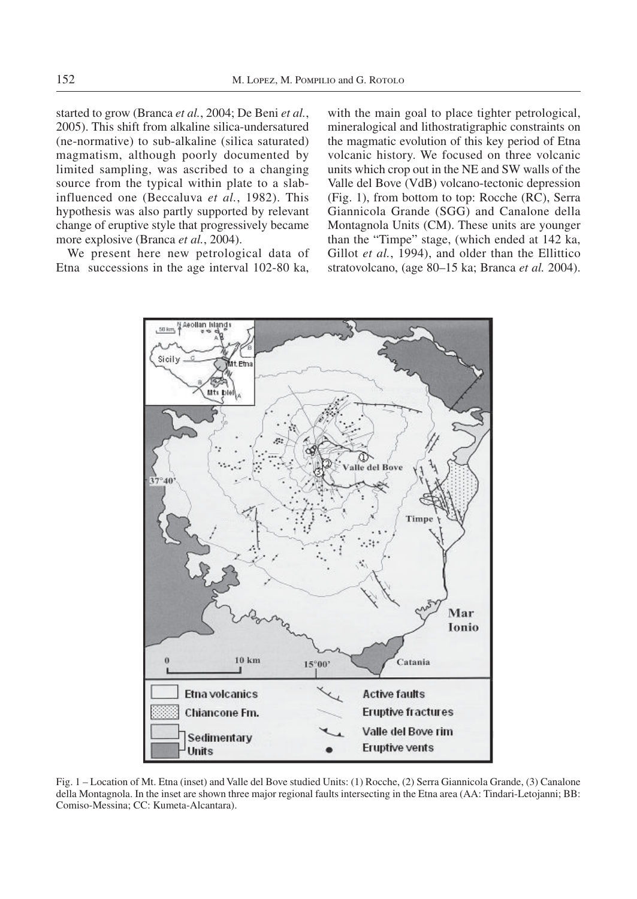started to grow (Branca *et al.*, 2004; De Beni *et al.*, 2005). This shift from alkaline silica-undersatured (ne-normative) to sub-alkaline (silica saturated) magmatism, although poorly documented by limited sampling, was ascribed to a changing source from the typical within plate to a slab-influenced one (Beccaluva *et al.*, 1982). This hypothesis was also partly supported by relevant change of eruptive style that progressively became more explosive (Branca *et al.*, 2004).

We present here new petrological data of Etna successions in the age interval 102-80 ka, with the main goal to place tighter petrological, mineralogical and lithostratigraphic constraints on the magmatic evolution of this key period of Etna volcanic history. We focused on three volcanic units which crop out in the NE and SW walls of the Valle del Bove (VdB) volcano-tectonic depression (Fig. 1), from bottom to top: Rocche (RC), Serra Giannicola Grande (SGG) and Canalone della Montagnola Units (CM). These units are younger than the "Timpe" stage, (which ended at 142 ka, Gillot *et al.*, 1994), and older than the Ellittico stratovolcano, (age 80–15 ka; Branca *et al.* 2004).

Fig. 1 – Location of Mt. Etna (inset) and Valle del Bove studied Units: (1) Rocche, (2) Serra Giannicola Grande, (3) Canalone della Montagnola. In the inset are shown three major regional faults intersecting in the Etna area (AA: Tindari-Letojanni; BB: Comiso-Messina; CC: Kumeta-Alcantara).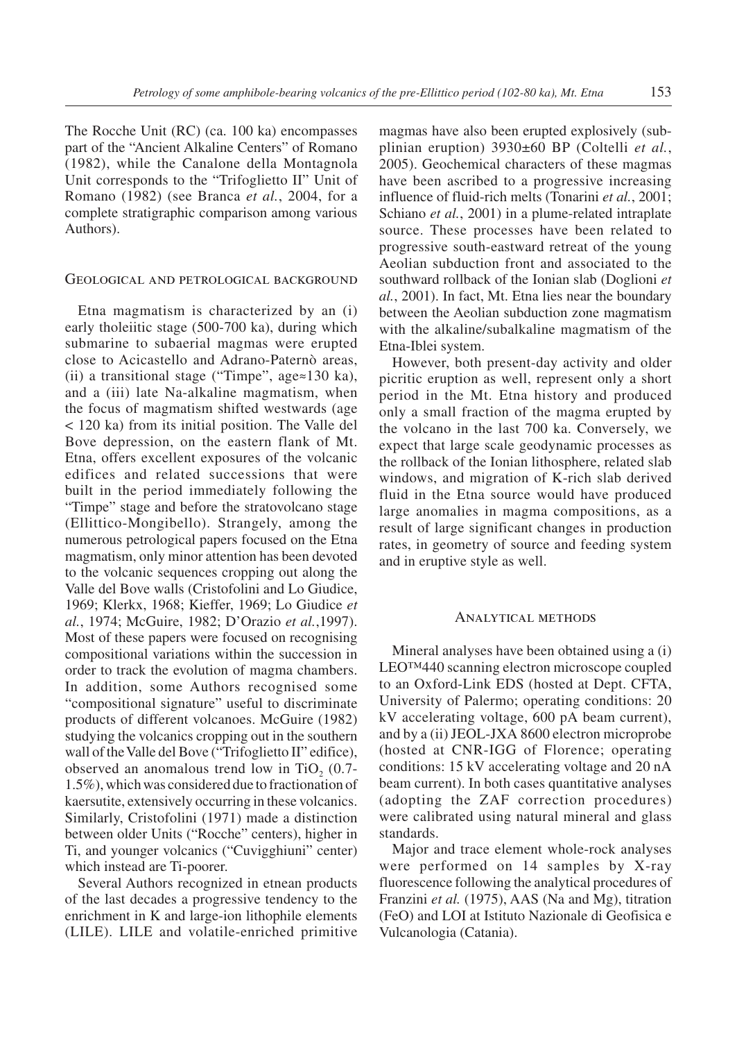The Rocche Unit (RC) (ca. 100 ka) encompasses part of the "Ancient Alkaline Centers" of Romano (1982), while the Canalone della Montagnola Unit corresponds to the "Trifoglietto II" Unit of Romano (1982) (see Branca *et al.*, 2004, for a complete stratigraphic comparison among various Authors).

## Geological and petrological background

Etna magmatism is characterized by an (i) early tholeiitic stage (500-700 ka), during which submarine to subaerial magmas were erupted close to Acicastello and Adrano-Paternò areas, (ii) a transitional stage ("Timpe", age≈130 ka), and a (iii) late Na-alkaline magmatism, when the focus of magmatism shifted westwards (age < 120 ka) from its initial position. The Valle del Bove depression, on the eastern flank of Mt. Etna, offers excellent exposures of the volcanic edifices and related successions that were built in the period immediately following the "Timpe" stage and before the stratovolcano stage (Ellittico-Mongibello). Strangely, among the numerous petrological papers focused on the Etna magmatism, only minor attention has been devoted to the volcanic sequences cropping out along the Valle del Bove walls (Cristofolini and Lo Giudice, 1969; Klerkx, 1968; Kieffer, 1969; Lo Giudice *et al.*, 1974; McGuire, 1982; D'Orazio *et al.*,1997). Most of these papers were focused on recognising compositional variations within the succession in order to track the evolution of magma chambers. In addition, some Authors recognised some "compositional signature" useful to discriminate products of different volcanoes. McGuire (1982) studying the volcanics cropping out in the southern wall of the Valle del Bove ("Trifoglietto II" edifice), observed an anomalous trend low in $TiO_2$ (0.7-1.5%), which was considered due to fractionation of kaersutite, extensively occurring in these volcanics. Similarly, Cristofolini (1971) made a distinction between older Units ("Rocche" centers), higher in Ti, and younger volcanics ("Cuvigghiuni" center) which instead are Ti-poorer.

Several Authors recognized in etnean products of the last decades a progressive tendency to the enrichment in K and large-ion lithophile elements (LILE). LILE and volatile-enriched primitive magmas have also been erupted explosively (subplinian eruption) 3930±60 BP (Coltelli *et al.*, 2005). Geochemical characters of these magmas have been ascribed to a progressive increasing influence of fluid-rich melts (Tonarini *et al.*, 2001; Schiano *et al.*, 2001) in a plume-related intraplate source. These processes have been related to progressive south-eastward retreat of the young Aeolian subduction front and associated to the southward rollback of the Ionian slab (Doglioni *et al.*, 2001). In fact, Mt. Etna lies near the boundary between the Aeolian subduction zone magmatism with the alkaline/subalkaline magmatism of the Etna-Iblei system.

However, both present-day activity and older picritic eruption as well, represent only a short period in the Mt. Etna history and produced only a small fraction of the magma erupted by the volcano in the last 700 ka. Conversely, we expect that large scale geodynamic processes as the rollback of the Ionian lithosphere, related slab windows, and migration of K-rich slab derived fluid in the Etna source would have produced large anomalies in magma compositions, as a result of large significant changes in production rates, in geometry of source and feeding system and in eruptive style as well.

## Analytical methods

Mineral analyses have been obtained using a (i) LEO™440 scanning electron microscope coupled to an Oxford-Link EDS (hosted at Dept. CFTA, University of Palermo; operating conditions: 20 kV accelerating voltage, 600 pA beam current), and by a (ii) JEOL-JXA 8600 electron microprobe (hosted at CNR-IGG of Florence; operating conditions: 15 kV accelerating voltage and 20 nA beam current). In both cases quantitative analyses (adopting the ZAF correction procedures) were calibrated using natural mineral and glass standards.

Major and trace element whole-rock analyses were performed on 14 samples by X-ray fluorescence following the analytical procedures of Franzini *et al.* (1975), AAS (Na and Mg), titration (FeO) and LOI at Istituto Nazionale di Geofisica e Vulcanologia (Catania).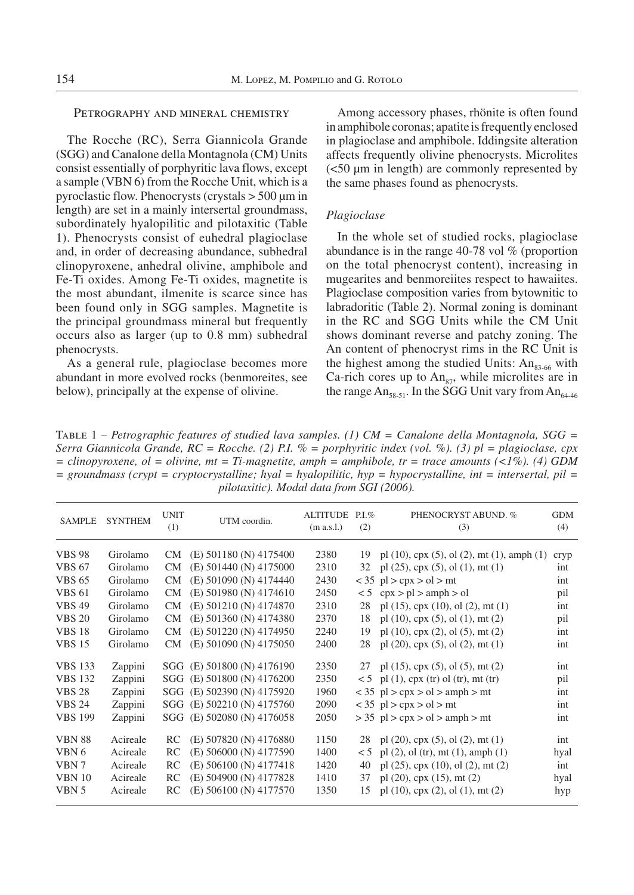## Petrography and mineral chemistry

The Rocche (RC), Serra Giannicola Grande (SGG) and Canalone della Montagnola (CM) Units consist essentially of porphyritic lava flows, except a sample (VBN 6) from the Rocche Unit, which is a pyroclastic flow. Phenocrysts (crystals > 500 µm in length) are set in a mainly intersertal groundmass, subordinately hyalopilitic and pilotaxitic (Table 1). Phenocrysts consist of euhedral plagioclase and, in order of decreasing abundance, subhedral clinopyroxene, anhedral olivine, amphibole and Fe-Ti oxides. Among Fe-Ti oxides, magnetite is the most abundant, ilmenite is scarce since has been found only in SGG samples. Magnetite is the principal groundmass mineral but frequently occurs also as larger (up to 0.8 mm) subhedral phenocrysts.

As a general rule, plagioclase becomes more abundant in more evolved rocks (benmoreites, see below), principally at the expense of olivine.

Among accessory phases, rhönite is often found in amphibole coronas; apatite is frequently enclosed in plagioclase and amphibole. Iddingsite alteration affects frequently olivine phenocrysts. Microlites (<50 µm in length) are commonly represented by the same phases found as phenocrysts.

### *Plagioclase*

In the whole set of studied rocks, plagioclase abundance is in the range 40-78 vol % (proportion on the total phenocryst content), increasing in mugearites and benmoreiites respect to hawaiites. Plagioclase composition varies from bytownitic to labradoritic (Table 2). Normal zoning is dominant in the RC and SGG Units while the CM Unit shows dominant reverse and patchy zoning. The An content of phenocryst rims in the RC Unit is the highest among the studied Units: $An_{83\text{-}66}$ with Ca-rich cores up to $An_{87}$, while microlites are in the range $An_{58\text{-}51}$. In the SGG Unit vary from $An_{64\text{-}46}$

Table 1 – *Petrographic features of studied lava samples. (1) CM = Canalone della Montagnola, SGG = Serra Giannicola Grande, RC = Rocche. (2) P.I. % = porphyritic index (vol. %). (3) pl = plagioclase, cpx = clinopyroxene, ol = olivine, mt = Ti-magnetite, amph = amphibole, tr = trace amounts (<1%). (4) GDM = groundmass (crypt = cryptocrystalline; hyal = hyalopilitic, hyp = hypocrystalline, int = intersertal, pil = pilotaxitic). Modal data from SGI (2006).*

| SAMPLE | SYNTHEM | UNIT (1) | UTM coordin. | ALTITUDE (m a.s.l.) | P.I.% (2) | PHENOCRYST ABUND. % (3) | GDM (4) |
|---|---|---|---|---|---|---|---|
| VBS 98 | Girolamo | CM | (E) 501180 (N) 4175400 | 2380 | 19 | pl (10), cpx (5), ol (2), mt (1), amph (1) | cryp |
| VBS 67 | Girolamo | CM | (E) 501440 (N) 4175000 | 2310 | 32 | pl (25), cpx (5), ol (1), mt (1) | int |
| VBS 65 | Girolamo | CM | (E) 501090 (N) 4174440 | 2430 | < 35 | pl > cpx > ol > mt | int |
| VBS 61 | Girolamo | CM | (E) 501980 (N) 4174610 | 2450 | < 5 | cpx > pl > amph > ol | pil |
| VBS 49 | Girolamo | CM | (E) 501210 (N) 4174870 | 2310 | 28 | pl (15), cpx (10), ol (2), mt (1) | int |
| VBS 20 | Girolamo | CM | (E) 501360 (N) 4174380 | 2370 | 18 | pl (10), cpx (5), ol (1), mt (2) | pil |
| VBS 18 | Girolamo | CM | (E) 501220 (N) 4174950 | 2240 | 19 | pl (10), cpx (2), ol (5), mt (2) | int |
| VBS 15 | Girolamo | CM | (E) 501090 (N) 4175050 | 2400 | 28 | pl (20), cpx (5), ol (2), mt (1) | int |
| VBS 133 | Zappini | SGG | (E) 501800 (N) 4176190 | 2350 | 27 | pl (15), cpx (5), ol (5), mt (2) | int |
| VBS 132 | Zappini | SGG | (E) 501800 (N) 4176200 | 2350 | < 5 | pl (1), cpx (tr) ol (tr), mt (tr) | pil |
| VBS 28 | Zappini | SGG | (E) 502390 (N) 4175920 | 1960 | < 35 | pl > cpx > ol > amph > mt | int |
| VBS 24 | Zappini | SGG | (E) 502210 (N) 4175760 | 2090 | < 35 | pl > cpx > ol > mt | int |
| VBS 199 | Zappini | SGG | (E) 502080 (N) 4176058 | 2050 | > 35 | pl > cpx > ol > amph > mt | int |
| VBN 88 | Acireale | RC | (E) 507820 (N) 4176880 | 1150 | 28 | pl (20), cpx (5), ol (2), mt (1) | int |
| VBN 6 | Acireale | RC | (E) 506000 (N) 4177590 | 1400 | < 5 | pl (2), ol (tr), mt (1), amph (1) | hyal |
| VBN 7 | Acireale | RC | (E) 506100 (N) 4177418 | 1420 | 40 | pl (25), cpx (10), ol (2), mt (2) | int |
| VBN 10 | Acireale | RC | (E) 504900 (N) 4177828 | 1410 | 37 | pl (20), cpx (15), mt (2) | hyal |
| VBN 5 | Acireale | RC | (E) 506100 (N) 4177570 | 1350 | 15 | pl (10), cpx (2), ol (1), mt (2) | hyp |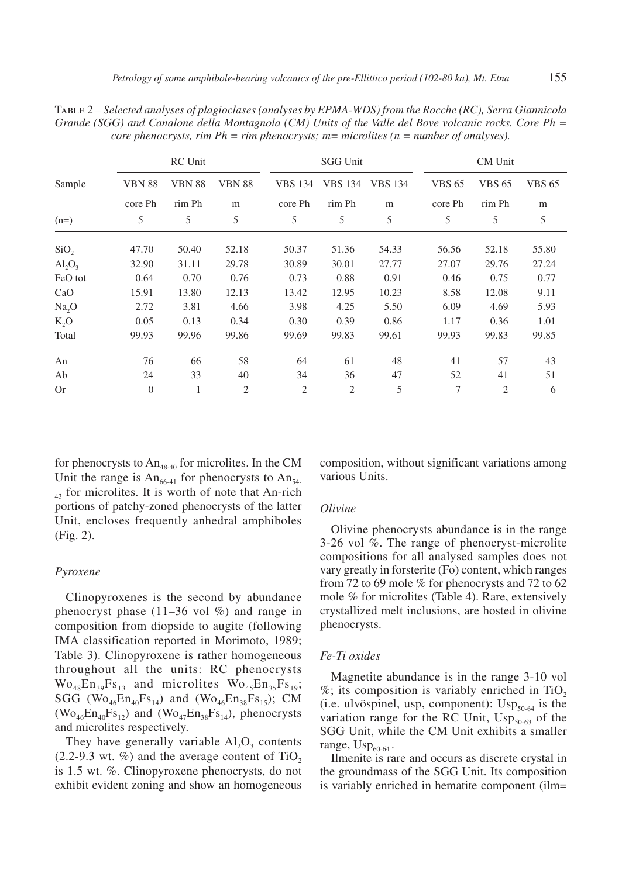TABLE 2 – *Selected analyses of plagioclases (analyses by EPMA-WDS) from the Rocche (RC), Serra Giannicola Grande (SGG) and Canalone della Montagnola (CM) Units of the Valle del Bove volcanic rocks. Core Ph = core phenocrysts, rim Ph = rim phenocrysts; m= microlites (n = number of analyses).*

| | RC Unit | | | SGG Unit | | | CM Unit | | |
|---|---|---|---|---|---|---|---|---|---|
| Sample | VBN 88 | VBN 88 | VBN 88 | VBS 134 | VBS 134 | VBS 134 | VBS 65 | VBS 65 | VBS 65 |
| | core Ph | rim Ph | m | core Ph | rim Ph | m | core Ph | rim Ph | m |
| (n=) | 5 | 5 | 5 | 5 | 5 | 5 | 5 | 5 | 5 |
| $SiO_2$ | 47.70 | 50.40 | 52.18 | 50.37 | 51.36 | 54.33 | 56.56 | 52.18 | 55.80 |
| $Al_2O_3$ | 32.90 | 31.11 | 29.78 | 30.89 | 30.01 | 27.77 | 27.07 | 29.76 | 27.24 |
| FeO tot | 0.64 | 0.70 | 0.76 | 0.73 | 0.88 | 0.91 | 0.46 | 0.75 | 0.77 |
| CaO | 15.91 | 13.80 | 12.13 | 13.42 | 12.95 | 10.23 | 8.58 | 12.08 | 9.11 |
| $Na_2O$ | 2.72 | 3.81 | 4.66 | 3.98 | 4.25 | 5.50 | 6.09 | 4.69 | 5.93 |
| $K_2O$ | 0.05 | 0.13 | 0.34 | 0.30 | 0.39 | 0.86 | 1.17 | 0.36 | 1.01 |
| Total | 99.93 | 99.96 | 99.86 | 99.69 | 99.83 | 99.61 | 99.93 | 99.83 | 99.85 |
| An | 76 | 66 | 58 | 64 | 61 | 48 | 41 | 57 | 43 |
| Ab | 24 | 33 | 40 | 34 | 36 | 47 | 52 | 41 | 51 |
| Or | 0 | 1 | 2 | 2 | 2 | 5 | 7 | 2 | 6 |

for phenocrysts to $An_{48-40}$ for microlites. In the CM Unit the range is $An_{66-41}$ for phenocrysts to $An_{54-43}$ for microlites. It is worth of note that An-rich portions of patchy-zoned phenocrysts of the latter Unit, encloses frequently anhedral amphiboles (Fig. 2).

### *Pyroxene*

Clinopyroxenes is the second by abundance phenocryst phase (11–36 vol %) and range in composition from diopside to augite (following IMA classification reported in Morimoto, 1989; Table 3). Clinopyroxene is rather homogeneous throughout all the units: RC phenocrysts $Wo_{48}En_{39}Fs_{13}$ and microlites $Wo_{45}En_{35}Fs_{19}$; SGG ($Wo_{46}En_{40}Fs_{14}$) and ($Wo_{46}En_{38}Fs_{15}$); CM ($Wo_{46}En_{40}Fs_{12}$) and ($Wo_{47}En_{38}Fs_{14}$), phenocrysts and microlites respectively.

They have generally variable $Al_2O_3$ contents (2.2-9.3 wt. %) and the average content of $TiO_2$ is 1.5 wt. %. Clinopyroxene phenocrysts, do not exhibit evident zoning and show an homogeneous composition, without significant variations among various Units.

### *Olivine*

Olivine phenocrysts abundance is in the range 3-26 vol %. The range of phenocryst-microlite compositions for all analysed samples does not vary greatly in forsterite (Fo) content, which ranges from 72 to 69 mole % for phenocrysts and 72 to 62 mole % for microlites (Table 4). Rare, extensively crystallized melt inclusions, are hosted in olivine phenocrysts.

### *Fe-Ti oxides*

Magnetite abundance is in the range 3-10 vol %; its composition is variably enriched in $TiO_2$ (i.e. ulvöspinel, usp, component): $Usp_{50-64}$ is the variation range for the RC Unit, $Usp_{50-63}$ of the SGG Unit, while the CM Unit exhibits a smaller range, $Usp_{60-64}$.

Ilmenite is rare and occurs as discrete crystal in the groundmass of the SGG Unit. Its composition is variably enriched in hematite component (ilm=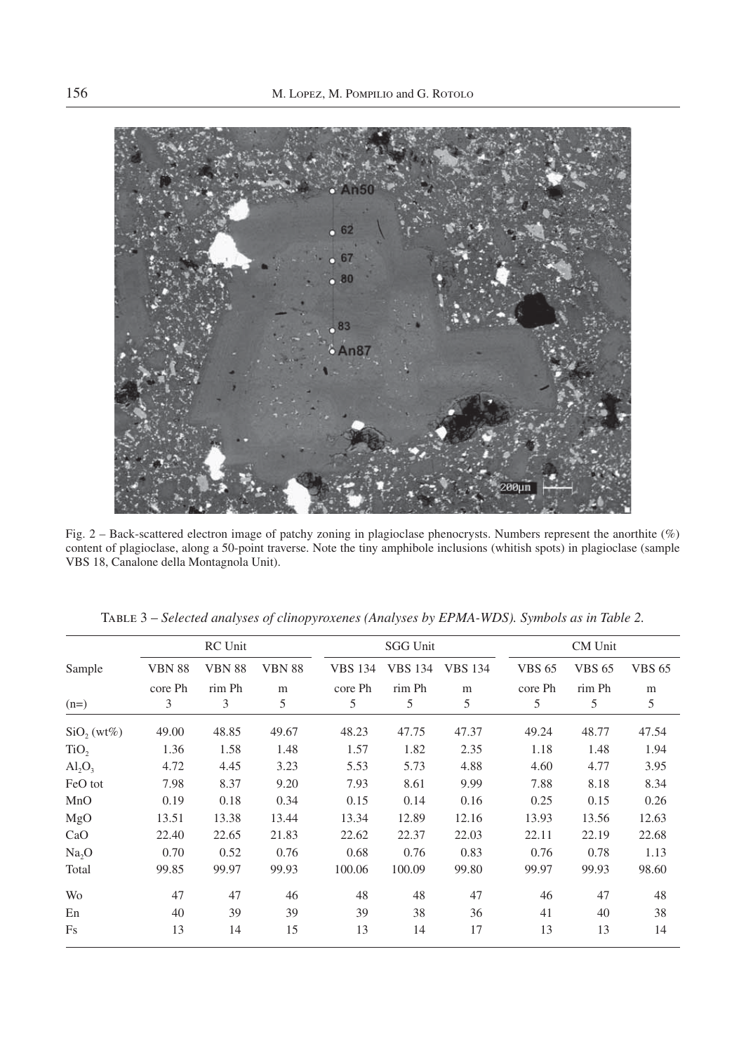Fig. 2 – Back-scattered electron image of patchy zoning in plagioclase phenocrysts. Numbers represent the anorthite (%) content of plagioclase, along a 50-point traverse. Note the tiny amphibole inclusions (whitish spots) in plagioclase (sample VBS 18, Canalone della Montagnola Unit).

TABLE 3 – *Selected analyses of clinopyroxenes (Analyses by EPMA-WDS). Symbols as in Table 2.*

| | RC Unit | | | SGG Unit | | | CM Unit | | |
|---|---|---|---|---|---|---|---|---|---|
| Sample | VBN 88 | VBN 88 | VBN 88 | VBS 134 | VBS 134 | VBS 134 | VBS 65 | VBS 65 | VBS 65 |
| | core Ph | rim Ph | m | core Ph | rim Ph | m | core Ph | rim Ph | m |
| (n=) | 3 | 3 | 5 | 5 | 5 | 5 | 5 | 5 | 5 |
| $SiO_2$ (wt%) | 49.00 | 48.85 | 49.67 | 48.23 | 47.75 | 47.37 | 49.24 | 48.77 | 47.54 |
| $TiO_2$ | 1.36 | 1.58 | 1.48 | 1.57 | 1.82 | 2.35 | 1.18 | 1.48 | 1.94 |
| $Al_2O_3$ | 4.72 | 4.45 | 3.23 | 5.53 | 5.73 | 4.88 | 4.60 | 4.77 | 3.95 |
| FeO tot | 7.98 | 8.37 | 9.20 | 7.93 | 8.61 | 9.99 | 7.88 | 8.18 | 8.34 |
| MnO | 0.19 | 0.18 | 0.34 | 0.15 | 0.14 | 0.16 | 0.25 | 0.15 | 0.26 |
| MgO | 13.51 | 13.38 | 13.44 | 13.34 | 12.89 | 12.16 | 13.93 | 13.56 | 12.63 |
| CaO | 22.40 | 22.65 | 21.83 | 22.62 | 22.37 | 22.03 | 22.11 | 22.19 | 22.68 |
| $Na_2O$ | 0.70 | 0.52 | 0.76 | 0.68 | 0.76 | 0.83 | 0.76 | 0.78 | 1.13 |
| Total | 99.85 | 99.97 | 99.93 | 100.06 | 100.09 | 99.80 | 99.97 | 99.93 | 98.60 |
| Wo | 47 | 47 | 46 | 48 | 48 | 47 | 46 | 47 | 48 |
| En | 40 | 39 | 39 | 39 | 38 | 36 | 41 | 40 | 38 |
| Fs | 13 | 14 | 15 | 13 | 14 | 17 | 13 | 13 | 14 |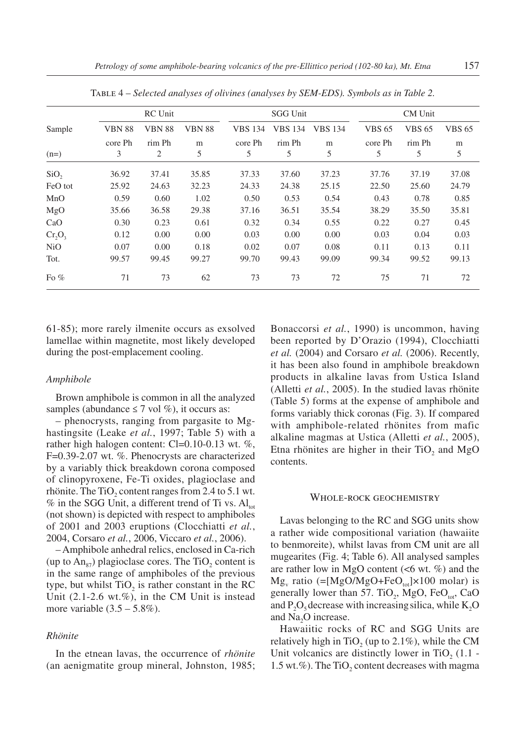TABLE 4 – *Selected analyses of olivines (analyses by SEM-EDS). Symbols as in Table 2.*

| Sample | RC Unit | | | SGG Unit | | | CM Unit | | |
|---|---|---|---|---|---|---|---|---|---|
| | VBN 88 | VBN 88 | VBN 88 | VBS 134 | VBS 134 | VBS 134 | VBS 65 | VBS 65 | VBS 65 |
| | core Ph | rim Ph | m | core Ph | rim Ph | m | core Ph | rim Ph | m |
| (n=) | 3 | 2 | 5 | 5 | 5 | 5 | 5 | 5 | 5 |
| $SiO_2$ | 36.92 | 37.41 | 35.85 | 37.33 | 37.60 | 37.23 | 37.76 | 37.19 | 37.08 |
| FeO tot | 25.92 | 24.63 | 32.23 | 24.33 | 24.38 | 25.15 | 22.50 | 25.60 | 24.79 |
| MnO | 0.59 | 0.60 | 1.02 | 0.50 | 0.53 | 0.54 | 0.43 | 0.78 | 0.85 |
| MgO | 35.66 | 36.58 | 29.38 | 37.16 | 36.51 | 35.54 | 38.29 | 35.50 | 35.81 |
| CaO | 0.30 | 0.23 | 0.61 | 0.32 | 0.34 | 0.55 | 0.22 | 0.27 | 0.45 |
| $Cr_2O_3$ | 0.12 | 0.00 | 0.00 | 0.03 | 0.00 | 0.00 | 0.03 | 0.04 | 0.03 |
| NiO | 0.07 | 0.00 | 0.18 | 0.02 | 0.07 | 0.08 | 0.11 | 0.13 | 0.11 |
| Tot. | 99.57 | 99.45 | 99.27 | 99.70 | 99.43 | 99.09 | 99.34 | 99.52 | 99.13 |
| Fo % | 71 | 73 | 62 | 73 | 73 | 72 | 75 | 71 | 72 |

61-85); more rarely ilmenite occurs as exsolved lamellae within magnetite, most likely developed during the post-emplacement cooling.

### *Amphibole*

Brown amphibole is common in all the analyzed samples (abundance ≤ 7 vol %), it occurs as:

– phenocrysts, ranging from pargasite to Mg-hastingsite (Leake *et al.*, 1997; Table 5) with a rather high halogen content: Cl=0.10-0.13 wt. %, F=0.39-2.07 wt. %. Phenocrysts are characterized by a variably thick breakdown corona composed of clinopyroxene, Fe-Ti oxides, plagioclase and rhönite. The $TiO_2$ content ranges from 2.4 to 5.1 wt. % in the SGG Unit, a different trend of Ti vs. $Al_{tot}$ (not shown) is depicted with respect to amphiboles of 2001 and 2003 eruptions (Clocchiatti *et al.*, 2004, Corsaro *et al.*, 2006, Viccaro *et al.*, 2006).

– Amphibole anhedral relics, enclosed in Ca-rich (up to $An_{87}$) plagioclase cores. The $TiO_2$ content is in the same range of amphiboles of the previous type, but whilst $TiO_2$ is rather constant in the RC Unit (2.1-2.6 wt.%), in the CM Unit is instead more variable (3.5 – 5.8%).

### *Rhönite*

In the etnean lavas, the occurrence of *rhönite* (an aenigmatite group mineral, Johnston, 1985; Bonaccorsi *et al.*, 1990) is uncommon, having been reported by D'Orazio (1994), Clocchiatti *et al.* (2004) and Corsaro *et al.* (2006). Recently, it has been also found in amphibole breakdown products in alkaline lavas from Ustica Island (Alletti *et al.*, 2005). In the studied lavas rhönite (Table 5) forms at the expense of amphibole and forms variably thick coronas (Fig. 3). If compared with amphibole-related rhönites from mafic alkaline magmas at Ustica (Alletti *et al.*, 2005), Etna rhönites are higher in their $TiO_2$ and MgO contents.

## WHOLE-ROCK GEOCHEMISTRY

Lavas belonging to the RC and SGG units show a rather wide compositional variation (hawaiite to benmoreite), whilst lavas from CM unit are all mugearites (Fig. 4; Table 6). All analysed samples are rather low in MgO content (<6 wt. %) and the $Mg_v$ ratio (=[MgO/MgO+$FeO_{tot}$]×100 molar) is generally lower than 57. $TiO_2$, MgO, $FeO_{tot}$, CaO and $P_2O_5$ decrease with increasing silica, while $K_2O$ and $Na_2O$ increase.

Hawaiitic rocks of RC and SGG Units are relatively high in $TiO_2$ (up to 2.1%), while the CM Unit volcanics are distinctly lower in $TiO_2$ (1.1 - 1.5 wt.%). The $TiO_2$ content decreases with magma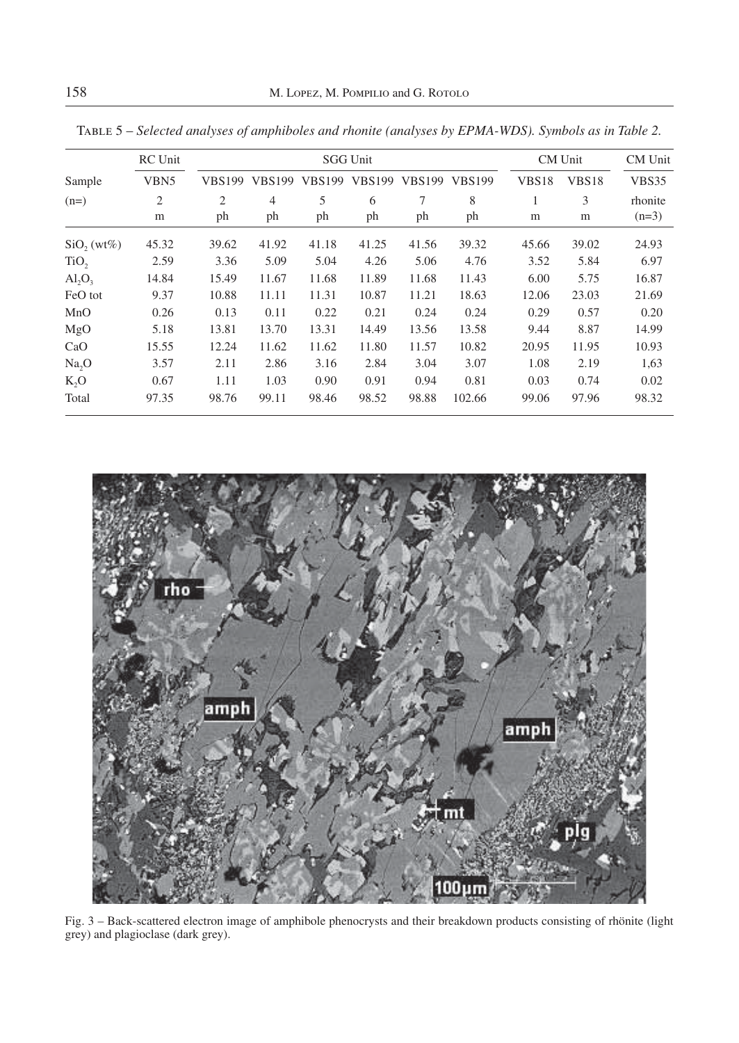Table 5 – *Selected analyses of amphiboles and rhonite (analyses by EPMA-WDS). Symbols as in Table 2.*

| | RC Unit | SGG Unit | | | | | | CM Unit | | CM Unit |
|---|---|---|---|---|---|---|---|---|---|---|
| Sample | VBN5 | VBS199 | VBS199 | VBS199 | VBS199 | VBS199 | VBS199 | VBS18 | VBS18 | VBS35 |
| (n=) | 2<br>m | 2<br>ph | 4<br>ph | 5<br>ph | 6<br>ph | 7<br>ph | 8<br>ph | 1<br>m | 3<br>m | rhonite<br>(n=3) |
| $SiO_2$ (wt%) | 45.32 | 39.62 | 41.92 | 41.18 | 41.25 | 41.56 | 39.32 | 45.66 | 39.02 | 24.93 |
| $TiO_2$ | 2.59 | 3.36 | 5.09 | 5.04 | 4.26 | 5.06 | 4.76 | 3.52 | 5.84 | 6.97 |
| $Al_2O_3$ | 14.84 | 15.49 | 11.67 | 11.68 | 11.89 | 11.68 | 11.43 | 6.00 | 5.75 | 16.87 |
| FeO tot | 9.37 | 10.88 | 11.11 | 11.31 | 10.87 | 11.21 | 18.63 | 12.06 | 23.03 | 21.69 |
| MnO | 0.26 | 0.13 | 0.11 | 0.22 | 0.21 | 0.24 | 0.24 | 0.29 | 0.57 | 0.20 |
| MgO | 5.18 | 13.81 | 13.70 | 13.31 | 14.49 | 13.56 | 13.58 | 9.44 | 8.87 | 14.99 |
| CaO | 15.55 | 12.24 | 11.62 | 11.62 | 11.80 | 11.57 | 10.82 | 20.95 | 11.95 | 10.93 |
| $Na_2O$ | 3.57 | 2.11 | 2.86 | 3.16 | 2.84 | 3.04 | 3.07 | 1.08 | 2.19 | 1,63 |
| $K_2O$ | 0.67 | 1.11 | 1.03 | 0.90 | 0.91 | 0.94 | 0.81 | 0.03 | 0.74 | 0.02 |
| Total | 97.35 | 98.76 | 99.11 | 98.46 | 98.52 | 98.88 | 102.66 | 99.06 | 97.96 | 98.32 |

Fig. 3 – Back-scattered electron image of amphibole phenocrysts and their breakdown products consisting of rhönite (light grey) and plagioclase (dark grey).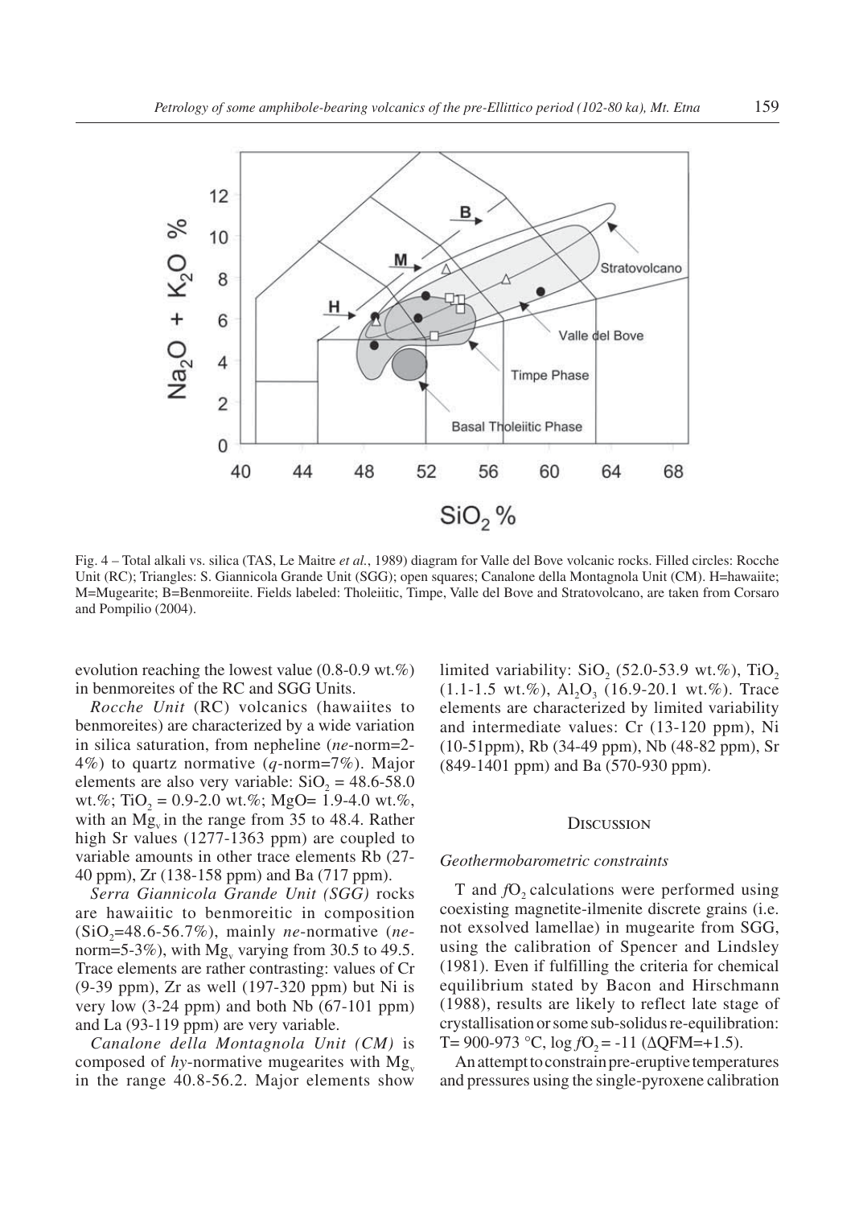Fig. 4 – Total alkali vs. silica (TAS, Le Maitre *et al.*, 1989) diagram for Valle del Bove volcanic rocks. Filled circles: Rocche Unit (RC); Triangles: S. Giannicola Grande Unit (SGG); open squares; Canalone della Montagnola Unit (CM). H=hawaiite; M=Mugearite; B=Benmoreiite. Fields labeled: Tholeiitic, Timpe, Valle del Bove and Stratovolcano, are taken from Corsaro and Pompilio (2004).

evolution reaching the lowest value (0.8-0.9 wt.%) in benmoreites of the RC and SGG Units.

*Rocche Unit* (RC) volcanics (hawaiites to benmoreites) are characterized by a wide variation in silica saturation, from nepheline (*ne*-norm=2-4%) to quartz normative (*q*-norm=7%). Major elements are also very variable: $SiO_2$ = 48.6-58.0 wt.%; $TiO_2$ = 0.9-2.0 wt.%; MgO= 1.9-4.0 wt.%, with an $Mg_v$ in the range from 35 to 48.4. Rather high Sr values (1277-1363 ppm) are coupled to variable amounts in other trace elements Rb (27-40 ppm), Zr (138-158 ppm) and Ba (717 ppm).

*Serra Giannicola Grande Unit (SGG)* rocks are hawaiitic to benmoreitic in composition ($SiO_2$=48.6-56.7%), mainly *ne*-normative (*ne*-norm=5-3%), with $Mg_v$ varying from 30.5 to 49.5. Trace elements are rather contrasting: values of Cr (9-39 ppm), Zr as well (197-320 ppm) but Ni is very low (3-24 ppm) and both Nb (67-101 ppm) and La (93-119 ppm) are very variable.

*Canalone della Montagnola Unit (CM)* is composed of *hy*-normative mugearites with $Mg_v$ in the range 40.8-56.2. Major elements show limited variability: $SiO_2$ (52.0-53.9 wt.%), $TiO_2$ (1.1-1.5 wt.%), $Al_2O_3$ (16.9-20.1 wt.%). Trace elements are characterized by limited variability and intermediate values: Cr (13-120 ppm), Ni (10-51ppm), Rb (34-49 ppm), Nb (48-82 ppm), Sr (849-1401 ppm) and Ba (570-930 ppm).

## Discussion

### *Geothermobarometric constraints*

T and $fO_2$ calculations were performed using coexisting magnetite-ilmenite discrete grains (i.e. not exsolved lamellae) in mugearite from SGG, using the calibration of Spencer and Lindsley (1981). Even if fulfilling the criteria for chemical equilibrium stated by Bacon and Hirschmann (1988), results are likely to reflect late stage of crystallisation or some sub-solidus re-equilibration: T= 900-973 °C, log $fO_2$ = -11 (ΔQFM=+1.5).

An attempt to constrain pre-eruptive temperatures and pressures using the single-pyroxene calibration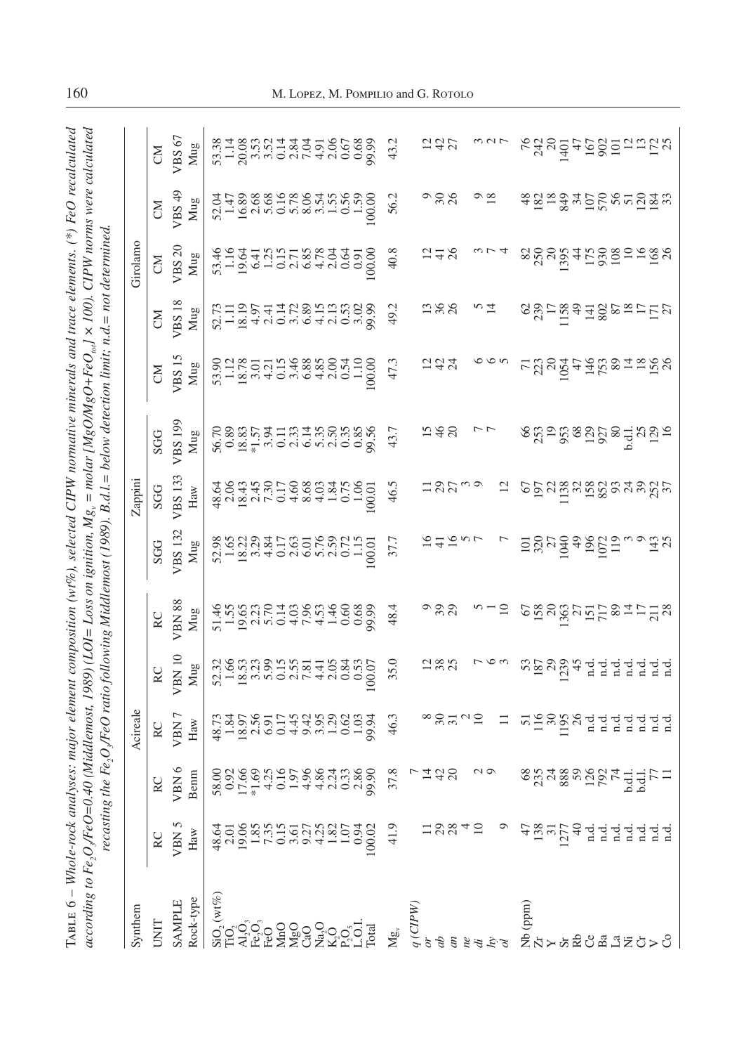Table 6 – *Whole-rock analyses: major element composition (wt%), selected CIPW normative minerals and trace elements. (\*) FeO recalculated according to $Fe_2O_3/FeO$=0.40 (Middlemost, 1989) (LOI= Loss on ignition, $Mg_v$ = molar $[MgO/MgO+FeO_{tot}] \times 100$). CIPW norms were calculated recasting the $Fe_2O_3/FeO$ ratio following Middlemost (1989). B.d.l.= below detection limit; n.d.= not determined.*

| Synthem | Acireale | | | | | Zappini | | | Girolamo | | | | |
|---|---|---|---|---|---|---|---|---|---|---|---|---|---|
| UNIT | RC | RC | RC | RC | RC | SGG | SGG | SGG | CM | CM | CM | CM | CM |
| SAMPLE | VBN 5 | VBN 6 | VBN 7 | VBN 10 | VBN 88 | VBS 132 | VBS 133 | VBS 199 | VBS 15 | VBS 18 | VBS 20 | VBS 49 | VBS 67 |
| Rock-type | Haw | Benm | Haw | Mug | Mug | Mug | Haw | Mug | Mug | Mug | Mug | Mug | Mug |
| $SiO_2$ (wt%) | 48.64 | 58.00 | 48.73 | 52.32 | 51.46 | 52.98 | 48.64 | 56.70 | 53.90 | 52.73 | 53.46 | 52.04 | 53.38 |
| $TiO_2$ | 2.01 | 0.92 | 1.84 | 1.66 | 1.55 | 1.65 | 2.06 | 0.89 | 1.12 | 1.11 | 1.16 | 1.47 | 1.14 |
| $Al_2O_3$ | 19.06 | 17.66 | 18.97 | 18.53 | 19.65 | 18.22 | 18.43 | 18.83 | 18.78 | 18.19 | 19.64 | 16.89 | 20.08 |
| $Fe_2O_3$ | 1.85 | *1.69 | 2.56 | 3.23 | 2.23 | 3.29 | 2.45 | *1.57 | 3.01 | 4.97 | 6.41 | 2.68 | 3.53 |
| FeO | 7.35 | 4.25 | 6.91 | 5.99 | 5.70 | 4.84 | 7.30 | 3.94 | 4.21 | 2.41 | 1.25 | 5.68 | 3.52 |
| MnO | 0.15 | 0.16 | 0.17 | 0.15 | 0.14 | 0.17 | 0.17 | 0.11 | 0.15 | 0.14 | 0.15 | 0.16 | 0.14 |
| MgO | 3.61 | 1.97 | 4.45 | 2.55 | 4.03 | 2.63 | 4.60 | 2.33 | 3.46 | 3.72 | 2.71 | 5.78 | 2.84 |
| CaO | 9.27 | 4.96 | 9.42 | 7.81 | 7.96 | 6.01 | 8.68 | 6.14 | 6.88 | 6.89 | 6.85 | 8.06 | 7.04 |
| $Na_2O$ | 4.25 | 4.86 | 3.95 | 4.41 | 4.53 | 5.76 | 4.03 | 5.35 | 4.85 | 4.15 | 4.78 | 3.54 | 4.91 |
| $K_2O$ | 1.82 | 2.24 | 1.29 | 2.05 | 1.46 | 2.59 | 1.84 | 2.50 | 2.00 | 2.13 | 2.04 | 1.55 | 2.06 |
| $P_2O_5$ | 1.07 | 0.33 | 0.62 | 0.84 | 0.60 | 0.72 | 0.75 | 0.35 | 0.54 | 0.53 | 0.64 | 0.56 | 0.67 |
| L.O.I. | 0.94 | 2.86 | 1.03 | 0.53 | 0.68 | 1.15 | 1.06 | 0.85 | 1.10 | 3.02 | 0.91 | 1.59 | 0.68 |
| Total | 100.02 | 99.90 | 99.94 | 100.07 | 99.99 | 100.01 | 100.01 | 99.56 | 100.00 | 99.99 | 100.00 | 100.00 | 99.99 |
| $Mg_v$ | 41.9 | 37.8 | 46.3 | 35.0 | 48.4 | 37.7 | 46.5 | 43.7 | 47.3 | 49.2 | 40.8 | 56.2 | 43.2 |
| *q* (CIPW) | | 7 | | | | | | | | | | | |
| *or* | 11 | 14 | 8 | 12 | 9 | 16 | 11 | 15 | 12 | 13 | 12 | 9 | 12 |
| *ab* | 29 | 42 | 30 | 38 | 39 | 41 | 29 | 46 | 42 | 36 | 41 | 30 | 42 |
| *an* | 28 | 20 | 31 | 25 | 29 | 16 | 27 | 20 | 24 | 26 | 26 | 26 | 27 |
| *ne* | 4 | | 2 | | | 5 | 3 | 7 | | | | | |
| *di* | 10 | 2 | 10 | 7 | 5 | 7 | 9 | 7 | 6 | 5 | 3 | 9 | 3 |
| *hy* | | 9 | | 6 | 1 | | | | 6 | 14 | 7 | 18 | 2 |
| *ol* | 9 | | 11 | 3 | 10 | 7 | 12 | | 5 | | 4 | | 7 |
| Nb (ppm) | 47 | 68 | 51 | 53 | 67 | 101 | 67 | 66 | 71 | 62 | 82 | 48 | 76 |
| Zr | 138 | 235 | 116 | 187 | 158 | 320 | 197 | 253 | 223 | 239 | 250 | 182 | 242 |
| Y | 31 | 24 | 30 | 29 | 20 | 27 | 22 | 19 | 20 | 17 | 20 | 18 | 20 |
| Sr | 1277 | 888 | 1195 | 1239 | 1363 | 1040 | 1138 | 953 | 1054 | 1158 | 1395 | 849 | 1401 |
| Rb | 40 | 59 | 26 | 45 | 27 | 49 | 32 | 68 | 47 | 49 | 44 | 34 | 47 |
| Ce | n.d. | 126 | n.d. | n.d. | 151 | 196 | 158 | 129 | 146 | 141 | 175 | 107 | 167 |
| Ba | n.d. | 792 | n.d. | n.d. | 717 | 1072 | 852 | 927 | 753 | 802 | 930 | 570 | 902 |
| La | n.d. | 74 | n.d. | n.d. | 89 | 119 | 93 | 80 | 89 | 87 | 108 | 56 | 101 |
| Ni | n.d. | b.d.l. | n.d. | n.d. | 14 | 3 | 24 | b.d.l. | 14 | 18 | 10 | 51 | 12 |
| Cr | n.d. | b.d.l. | n.d. | n.d. | 17 | 9 | 39 | 25 | 18 | 17 | 16 | 120 | 13 |
| V | n.d. | 77 | n.d. | n.d. | 211 | 143 | 252 | 129 | 156 | 171 | 168 | 184 | 172 |
| Co | n.d. | 11 | n.d. | n.d. | 28 | 25 | 37 | 16 | 26 | 27 | 26 | 33 | 25 |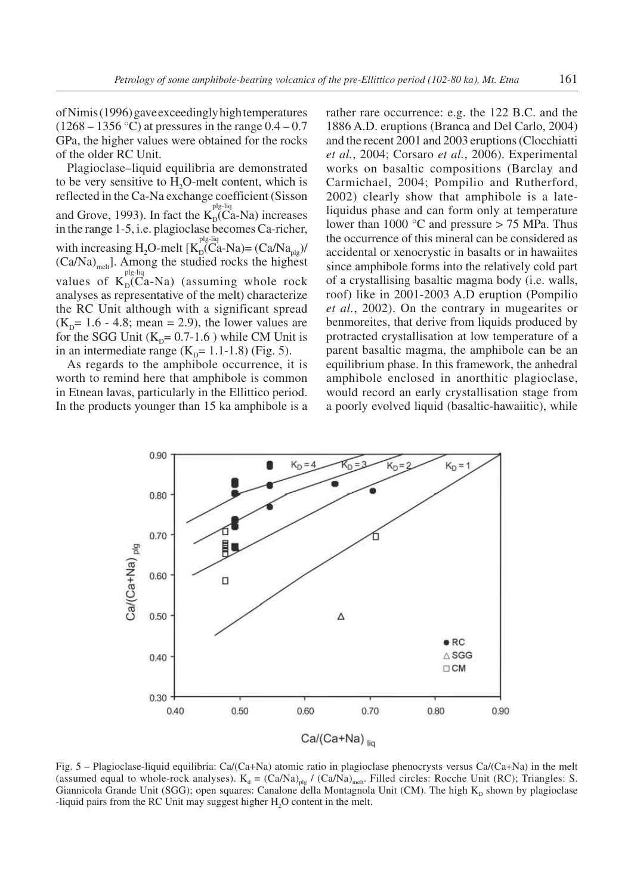of Nimis (1996) gave exceedingly high temperatures (1268 – 1356 °C) at pressures in the range 0.4 – 0.7 GPa, the higher values were obtained for the rocks of the older RC Unit.

Plagioclase–liquid equilibria are demonstrated to be very sensitive to $H_2O$-melt content, which is reflected in the Ca-Na exchange coefficient (Sisson and Grove, 1993). In fact the $K_D^{plg\text{-}liq}$(Ca-Na) increases in the range 1-5, i.e. plagioclase becomes Ca-richer, with increasing $H_2O$-melt [$K_D^{plg\text{-}liq}$(Ca-Na)= $(Ca/Na_{plg})$/ $(Ca/Na)_{melt}$]. Among the studied rocks the highest values of $K_D^{plg\text{-}liq}$(Ca-Na) (assuming whole rock analyses as representative of the melt) characterize the RC Unit although with a significant spread ($K_D$= 1.6 - 4.8; mean = 2.9), the lower values are for the SGG Unit ($K_D$= 0.7-1.6 ) while CM Unit is in an intermediate range ($K_D$= 1.1-1.8) (Fig. 5).

As regards to the amphibole occurrence, it is worth to remind here that amphibole is common in Etnean lavas, particularly in the Ellittico period. In the products younger than 15 ka amphibole is a rather rare occurrence: e.g. the 122 B.C. and the 1886 A.D. eruptions (Branca and Del Carlo, 2004) and the recent 2001 and 2003 eruptions (Clocchiatti *et al.*, 2004; Corsaro *et al.*, 2006). Experimental works on basaltic compositions (Barclay and Carmichael, 2004; Pompilio and Rutherford, 2002) clearly show that amphibole is a late-liquidus phase and can form only at temperature lower than 1000 °C and pressure > 75 MPa. Thus the occurrence of this mineral can be considered as accidental or xenocrystic in basalts or in hawaiites since amphibole forms into the relatively cold part of a crystallising basaltic magma body (i.e. walls, roof) like in 2001-2003 A.D eruption (Pompilio *et al.*, 2002). On the contrary in mugearites or benmoreites, that derive from liquids produced by protracted crystallisation at low temperature of a parent basaltic magma, the amphibole can be an equilibrium phase. In this framework, the anhedral amphibole enclosed in anorthitic plagioclase, would record an early crystallisation stage from a poorly evolved liquid (basaltic-hawaiitic), while

Fig. 5 – Plagioclase-liquid equilibria: Ca/(Ca+Na) atomic ratio in plagioclase phenocrysts versus Ca/(Ca+Na) in the melt (assumed equal to whole-rock analyses). $K_d = (Ca/Na)_{plg} / (Ca/Na)_{melt}$. Filled circles: Rocche Unit (RC); Triangles: S. Giannicola Grande Unit (SGG); open squares: Canalone della Montagnola Unit (CM). The high $K_D$ shown by plagioclase -liquid pairs from the RC Unit may suggest higher $H_2O$ content in the melt.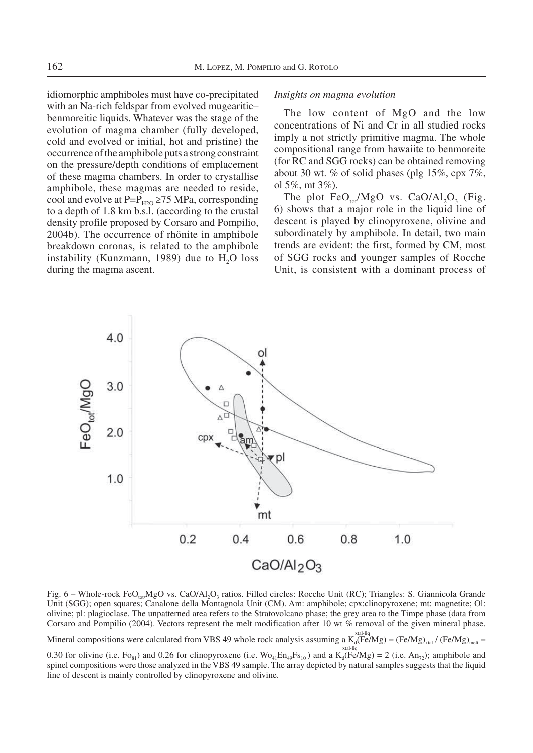idiomorphic amphiboles must have co-precipitated with an Na-rich feldspar from evolved mugearitic–benmoreitic liquids. Whatever was the stage of the evolution of magma chamber (fully developed, cold and evolved or initial, hot and pristine) the occurrence of the amphibole puts a strong constraint on the pressure/depth conditions of emplacement of these magma chambers. In order to crystallise amphibole, these magmas are needed to reside, cool and evolve at $P=P_{H_2O} \geq 75$ MPa, corresponding to a depth of 1.8 km b.s.l. (according to the crustal density profile proposed by Corsaro and Pompilio, 2004b). The occurrence of rhönite in amphibole breakdown coronas, is related to the amphibole instability (Kunzmann, 1989) due to $H_2O$ loss during the magma ascent.

*Insights on magma evolution*

The low content of MgO and the low concentrations of Ni and Cr in all studied rocks imply a not strictly primitive magma. The whole compositional range from hawaiite to benmoreite (for RC and SGG rocks) can be obtained removing about 30 wt. % of solid phases (plg 15%, cpx 7%, ol 5%, mt 3%).

The plot $FeO_{tot}/MgO$ vs. $CaO/Al_2O_3$ (Fig. 6) shows that a major role in the liquid line of descent is played by clinopyroxene, olivine and subordinately by amphibole. In detail, two main trends are evident: the first, formed by CM, most of SGG rocks and younger samples of Rocche Unit, is consistent with a dominant process of

Fig. 6 – Whole-rock $FeO_{tot}/MgO$ vs. $CaO/Al_2O_3$ ratios. Filled circles: Rocche Unit (RC); Triangles: S. Giannicola Grande Unit (SGG); open squares; Canalone della Montagnola Unit (CM). Am: amphibole; cpx:clinopyroxene; mt: magnetite; Ol: olivine; pl: plagioclase. The unpatterned area refers to the Stratovolcano phase; the grey area to the Timpe phase (data from Corsaro and Pompilio (2004). Vectors represent the melt modification after 10 wt % removal of the given mineral phase. Mineral compositions were calculated from VBS 49 whole rock analysis assuming a $K_d^{xtal-liq}(Fe/Mg) = (Fe/Mg)_{xtal} / (Fe/Mg)_{melt} = 0.30$ for olivine (i.e. $Fo_{81}$) and 0.26 for clinopyroxene (i.e. $Wo_{41}En_{49}Fs_{10}$) and a $K_d^{xtal-liq}(Fe/Mg) = 2$ (i.e. $An_{72}$); amphibole and spinel compositions were those analyzed in the VBS 49 sample. The array depicted by natural samples suggests that the liquid line of descent is mainly controlled by clinopyroxene and olivine.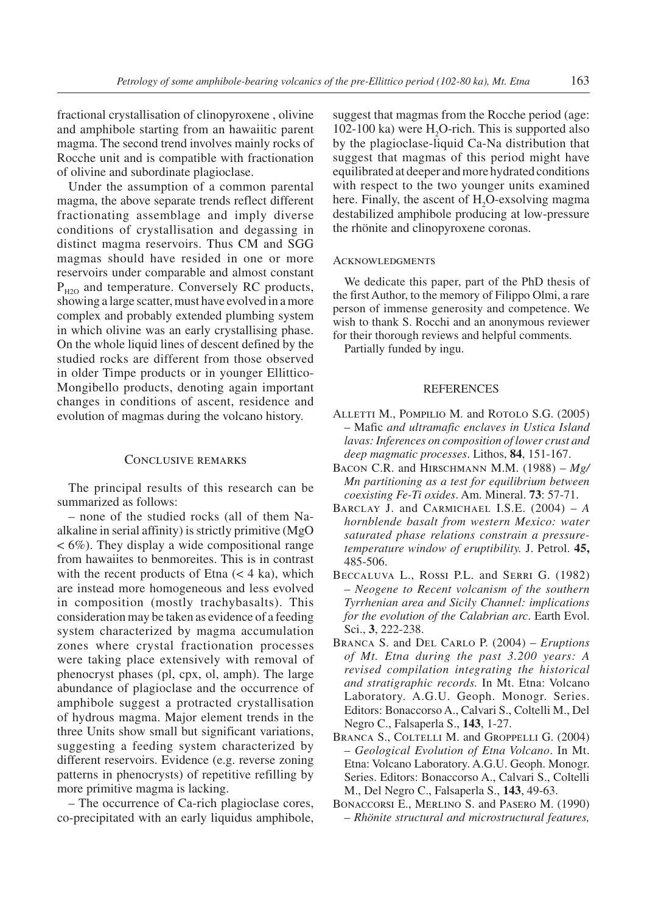fractional crystallisation of clinopyroxene , olivine and amphibole starting from an hawaiitic parent magma. The second trend involves mainly rocks of Rocche unit and is compatible with fractionation of olivine and subordinate plagioclase.

Under the assumption of a common parental magma, the above separate trends reflect different fractionating assemblage and imply diverse conditions of crystallisation and degassing in distinct magma reservoirs. Thus CM and SGG magmas should have resided in one or more reservoirs under comparable and almost constant $P_{H2O}$ and temperature. Conversely RC products, showing a large scatter, must have evolved in a more complex and probably extended plumbing system in which olivine was an early crystallising phase. On the whole liquid lines of descent defined by the studied rocks are different from those observed in older Timpe products or in younger Ellittico-Mongibello products, denoting again important changes in conditions of ascent, residence and evolution of magmas during the volcano history.

## Conclusive remarks

The principal results of this research can be summarized as follows:

– none of the studied rocks (all of them Na-alkaline in serial affinity) is strictly primitive (MgO < 6%). They display a wide compositional range from hawaiites to benmoreites. This is in contrast with the recent products of Etna (< 4 ka), which are instead more homogeneous and less evolved in composition (mostly trachybasalts). This consideration may be taken as evidence of a feeding system characterized by magma accumulation zones where crystal fractionation processes were taking place extensively with removal of phenocryst phases (pl, cpx, ol, amph). The large abundance of plagioclase and the occurrence of amphibole suggest a protracted crystallisation of hydrous magma. Major element trends in the three Units show small but significant variations, suggesting a feeding system characterized by different reservoirs. Evidence (e.g. reverse zoning patterns in phenocrysts) of repetitive refilling by more primitive magma is lacking.

– The occurrence of Ca-rich plagioclase cores, co-precipitated with an early liquidus amphibole, suggest that magmas from the Rocche period (age: 102-100 ka) were $H_2O$-rich. This is supported also by the plagioclase-liquid Ca-Na distribution that suggest that magmas of this period might have equilibrated at deeper and more hydrated conditions with respect to the two younger units examined here. Finally, the ascent of $H_2O$-exsolving magma destabilized amphibole producing at low-pressure the rhönite and clinopyroxene coronas.

## Acknowledgments

We dedicate this paper, part of the PhD thesis of the first Author, to the memory of Filippo Olmi, a rare person of immense generosity and competence. We wish to thank S. Rocchi and an anonymous reviewer for their thorough reviews and helpful comments.

Partially funded by ingu.

## REFERENCES

Alletti M., Pompilio M. and Rotolo S.G. (2005) – Mafic *and ultramafic enclaves in Ustica Island lavas: Inferences on composition of lower crust and deep magmatic processes*. Lithos, **84**, 151-167.

Bacon C.R. and Hirschmann M.M. (1988) – *Mg/Mn partitioning as a test for equilibrium between coexisting Fe-Ti oxides*. Am. Mineral. **73**: 57-71.

Barclay J. and Carmichael I.S.E. (2004) – *A hornblende basalt from western Mexico: water saturated phase relations constrain a pressure-temperature window of eruptibility.* J. Petrol. **45,** 485-506.

Beccaluva L., Rossi P.L. and Serri G. (1982) – *Neogene to Recent volcanism of the southern Tyrrhenian area and Sicily Channel: implications for the evolution of the Calabrian arc*. Earth Evol. Sci., **3**, 222-238.

Branca S. and Del Carlo P. (2004) – *Eruptions of Mt. Etna during the past 3.200 years: A revised compilation integrating the historical and stratigraphic records.* In Mt. Etna: Volcano Laboratory. A.G.U. Geoph. Monogr. Series. Editors: Bonaccorso A., Calvari S., Coltelli M., Del Negro C., Falsaperla S., **143**, 1-27.

Branca S., Coltelli M. and Groppelli G. (2004) – *Geological Evolution of Etna Volcano*. In Mt. Etna: Volcano Laboratory. A.G.U. Geoph. Monogr. Series. Editors: Bonaccorso A., Calvari S., Coltelli M., Del Negro C., Falsaperla S., **143**, 49-63.

Bonaccorsi E., Merlino S. and Pasero M. (1990) – *Rhönite structural and microstructural features,*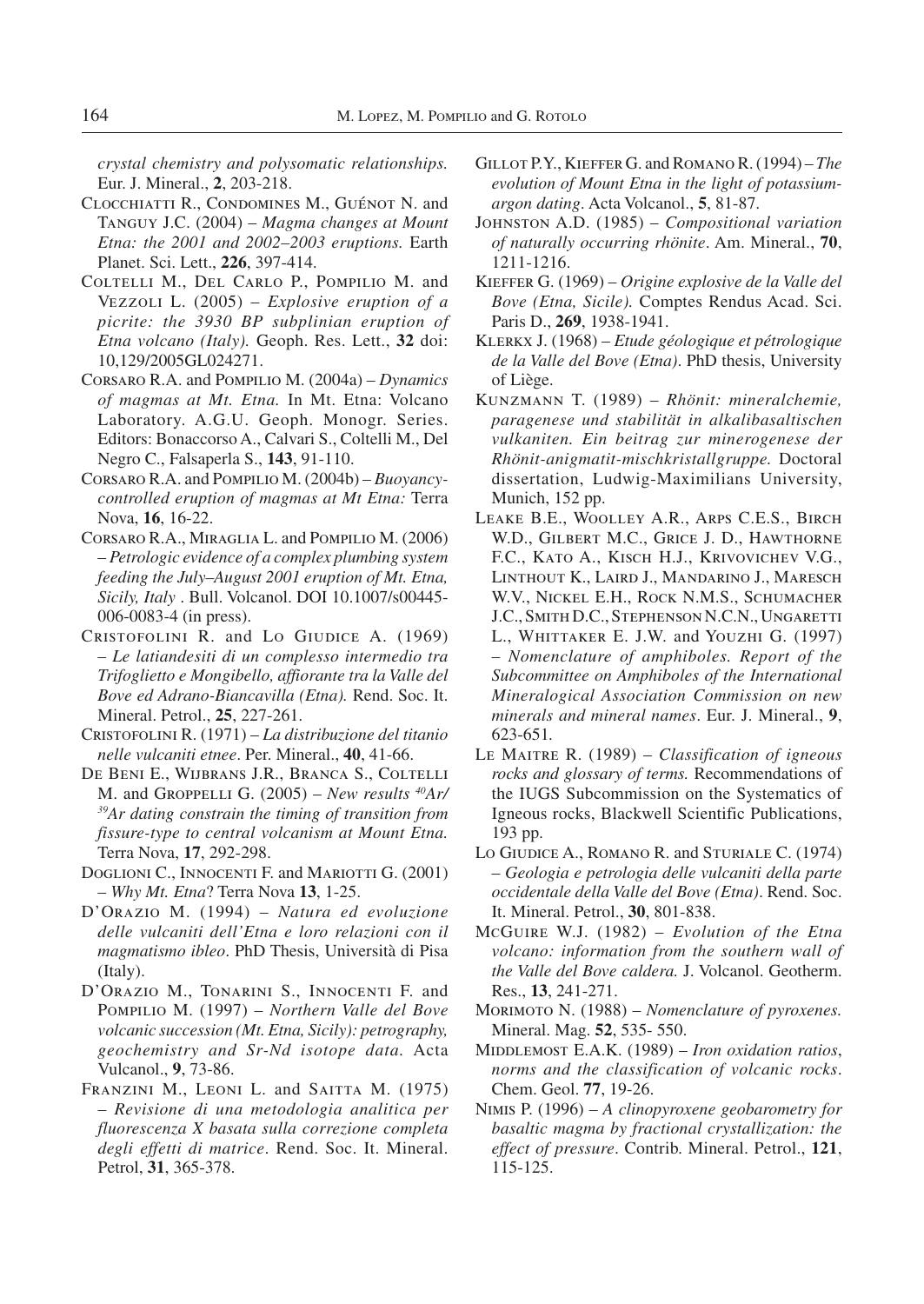*crystal chemistry and polysomatic relationships.* Eur. J. Mineral., **2**, 203-218.

Clocchiatti R., Condomines M., Guénot N. and Tanguy J.C. (2004) – *Magma changes at Mount Etna: the 2001 and 2002–2003 eruptions.* Earth Planet. Sci. Lett., **226**, 397-414.

Coltelli M., Del Carlo P., Pompilio M. and Vezzoli L. (2005) – *Explosive eruption of a picrite: the 3930 BP subplinian eruption of Etna volcano (Italy).* Geoph. Res. Lett., **32** doi: 10,129/2005GL024271.

Corsaro R.A. and Pompilio M. (2004a) – *Dynamics of magmas at Mt. Etna.* In Mt. Etna: Volcano Laboratory. A.G.U. Geoph. Monogr. Series. Editors: Bonaccorso A., Calvari S., Coltelli M., Del Negro C., Falsaperla S., **143**, 91-110.

Corsaro R.A. and Pompilio M. (2004b) – *Buoyancy-controlled eruption of magmas at Mt Etna:* Terra Nova, **16**, 16-22.

Corsaro R.A., Miraglia L. and Pompilio M. (2006) – *Petrologic evidence of a complex plumbing system feeding the July–August 2001 eruption of Mt. Etna, Sicily, Italy* . Bull. Volcanol. DOI 10.1007/s00445-006-0083-4 (in press).

Cristofolini R. and Lo Giudice A. (1969) – *Le latiandesiti di un complesso intermedio tra Trifoglietto e Mongibello, affiorante tra la Valle del Bove ed Adrano-Biancavilla (Etna).* Rend. Soc. It. Mineral. Petrol., **25**, 227-261.

Cristofolini R. (1971) – *La distribuzione del titanio nelle vulcaniti etnee*. Per. Mineral., **40**, 41-66.

De Beni E., Wijbrans J.R., Branca S., Coltelli M. and Groppelli G. (2005) – *New results $^{40}Ar/^{39}Ar$ dating constrain the timing of transition from fissure-type to central volcanism at Mount Etna.* Terra Nova, **17**, 292-298.

Doglioni C., Innocenti F. and Mariotti G. (2001) – *Why Mt. Etna*? Terra Nova **13**, 1-25.

D'Orazio M. (1994) – *Natura ed evoluzione delle vulcaniti dell'Etna e loro relazioni con il magmatismo ibleo*. PhD Thesis, Università di Pisa (Italy).

D'Orazio M., Tonarini S., Innocenti F. and Pompilio M. (1997) – *Northern Valle del Bove volcanic succession (Mt. Etna, Sicily): petrography, geochemistry and Sr-Nd isotope data.* Acta Vulcanol., **9**, 73-86.

Franzini M., Leoni L. and Saitta M. (1975) – *Revisione di una metodologia analitica per fluorescenza X basata sulla correzione completa degli effetti di matrice*. Rend. Soc. It. Mineral. Petrol, **31**, 365-378.

Gillot P.Y., Kieffer G. and Romano R. (1994) – *The evolution of Mount Etna in the light of potassium-argon dating*. Acta Volcanol., **5**, 81-87.

Johnston A.D. (1985) – *Compositional variation of naturally occurring rhönite*. Am. Mineral., **70**, 1211-1216.

Kieffer G. (1969) – *Origine explosive de la Valle del Bove (Etna, Sicile).* Comptes Rendus Acad. Sci. Paris D., **269**, 1938-1941.

Klerkx J. (1968) – *Etude géologique et pétrologique de la Valle del Bove (Etna)*. PhD thesis, University of Liège.

Kunzmann T. (1989) – *Rhönit: mineralchemie, paragenese und stabilität in alkalibasaltischen vulkaniten. Ein beitrag zur minerogenese der Rhönit-anigmatit-mischkristallgruppe.* Doctoral dissertation, Ludwig-Maximilians University, Munich, 152 pp.

Leake B.E., Woolley A.R., Arps C.E.S., Birch W.D., Gilbert M.C., Grice J. D., Hawthorne F.C., Kato A., Kisch H.J., Krivovichev V.G., Linthout K., Laird J., Mandarino J., Maresch W.V., Nickel E.H., Rock N.M.S., Schumacher J.C., Smith D.C., Stephenson N.C.N., Ungaretti L., Whittaker E. J.W. and Youzhi G. (1997) – *Nomenclature of amphiboles. Report of the Subcommittee on Amphiboles of the International Mineralogical Association Commission on new minerals and mineral names*. Eur. J. Mineral., **9**, 623-651.

Le Maitre R. (1989) – *Classification of igneous rocks and glossary of terms.* Recommendations of the IUGS Subcommission on the Systematics of Igneous rocks, Blackwell Scientific Publications, 193 pp.

Lo Giudice A., Romano R. and Sturiale C. (1974) – *Geologia e petrologia delle vulcaniti della parte occidentale della Valle del Bove (Etna)*. Rend. Soc. It. Mineral. Petrol., **30**, 801-838.

McGuire W.J. (1982) – *Evolution of the Etna volcano: information from the southern wall of the Valle del Bove caldera.* J. Volcanol. Geotherm. Res., **13**, 241-271.

Morimoto N. (1988) – *Nomenclature of pyroxenes.* Mineral. Mag. **52**, 535- 550.

Middlemost E.A.K. (1989) – *Iron oxidation ratios, norms and the classification of volcanic rocks*. Chem. Geol. **77**, 19-26.

Nimis P. (1996) – *A clinopyroxene geobarometry for basaltic magma by fractional crystallization: the effect of pressure*. Contrib. Mineral. Petrol., **121**, 115-125.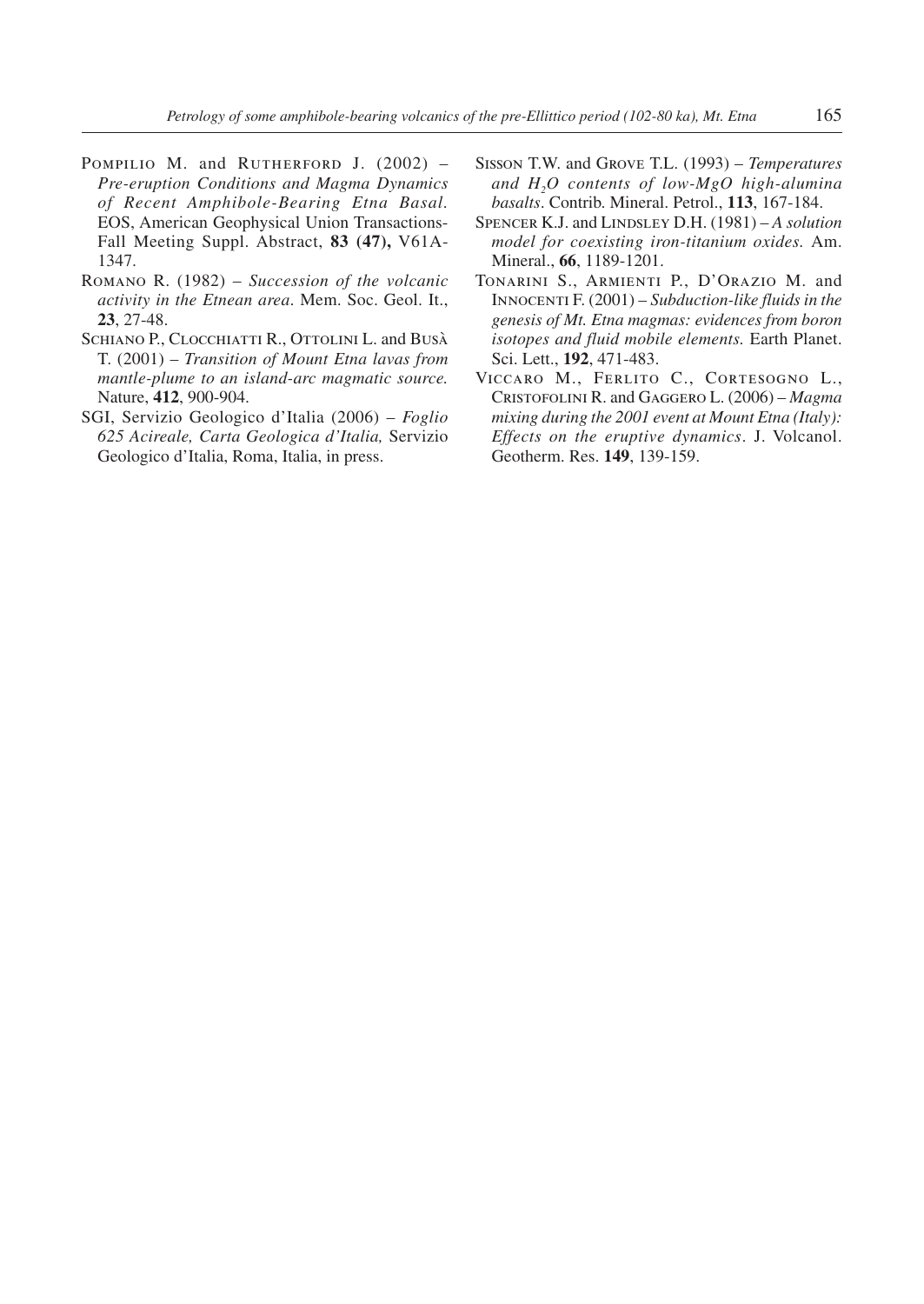Pompilio M. and Rutherford J. (2002) – *Pre-eruption Conditions and Magma Dynamics of Recent Amphibole-Bearing Etna Basal.* EOS, American Geophysical Union Transactions-Fall Meeting Suppl. Abstract, **83 (47),** V61A-1347.

Romano R. (1982) – *Succession of the volcanic activity in the Etnean area*. Mem. Soc. Geol. It., **23**, 27-48.

Schiano P., Clocchiatti R., Ottolini L. and Busà T. (2001) – *Transition of Mount Etna lavas from mantle-plume to an island-arc magmatic source.* Nature, **412**, 900-904.

SGI, Servizio Geologico d'Italia (2006) – *Foglio 625 Acireale, Carta Geologica d'Italia,* Servizio Geologico d'Italia, Roma, Italia, in press.

Sisson T.W. and Grove T.L. (1993) – *Temperatures and $H_2O$ contents of low-MgO high-alumina basalts*. Contrib. Mineral. Petrol., **113**, 167-184.

Spencer K.J. and Lindsley D.H. (1981) – *A solution model for coexisting iron-titanium oxides.* Am. Mineral., **66**, 1189-1201.

Tonarini S., Armienti P., D'Orazio M. and Innocenti F. (2001) – *Subduction-like fluids in the genesis of Mt. Etna magmas: evidences from boron isotopes and fluid mobile elements.* Earth Planet. Sci. Lett., **192**, 471-483.

Viccaro M., Ferlito C., Cortesogno L., Cristofolini R. and Gaggero L. (2006) – *Magma mixing during the 2001 event at Mount Etna (Italy): Effects on the eruptive dynamics*. J. Volcanol. Geotherm. Res. **149**, 139-159.